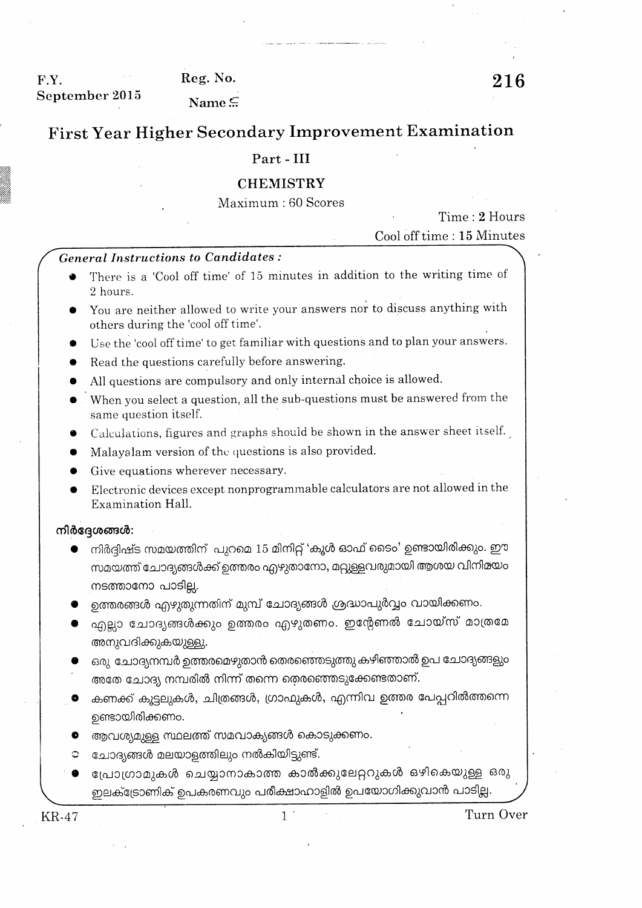F.Y.
September 2015

Reg. No.

Name :

**216**

# First Year Higher Secondary Improvement Examination

## Part - III

## CHEMISTRY

Maximum : 60 Scores

Time : **2** Hours
Cool off time : **15** Minutes

***General Instructions to Candidates :***

- There is a 'Cool off time' of 15 minutes in addition to the writing time of 2 hours.
- You are neither allowed to write your answers nor to discuss anything with others during the 'cool off time'.
- Use the 'cool off time' to get familiar with questions and to plan your answers.
- Read the questions carefully before answering.
- All questions are compulsory and only internal choice is allowed.
- When you select a question, all the sub-questions must be answered from the same question itself.
- Calculations, figures and graphs should be shown in the answer sheet itself.
- Malayalam version of the questions is also provided.
- Give equations wherever necessary.
- Electronic devices except nonprogrammable calculators are not allowed in the Examination Hall.

**നിർദ്ദേശങ്ങൾ:**

- നിർദ്ദിഷ്ട സമയത്തിന് പുറമെ 15 മിനിറ്റ് 'കൂൾ ഓഫ് ടൈം' ഉണ്ടായിരിക്കും. ഈ സമയത്ത് ചോദ്യങ്ങൾക്ക് ഉത്തരം എഴുതാനോ, മറ്റുള്ളവരുമായി ആശയ വിനിമയം നടത്താനോ പാടില്ല.
- ഉത്തരങ്ങൾ എഴുതുന്നതിന് മുമ്പ് ചോദ്യങ്ങൾ ശ്രദ്ധാപൂർവ്വം വായിക്കണം.
- എല്ലാ ചോദ്യങ്ങൾക്കും ഉത്തരം എഴുതണം. ഇന്റേണൽ ചോയ്സ് മാത്രമേ അനുവദിക്കുകയുള്ളൂ.
- ഒരു ചോദ്യനമ്പർ ഉത്തരമെഴുതാൻ തെരഞ്ഞെടുത്തു കഴിഞ്ഞാൽ ഉപ ചോദ്യങ്ങളും അതേ ചോദ്യ നമ്പരിൽ നിന്ന് തന്നെ തെരഞ്ഞെടുക്കേണ്ടതാണ്.
- കണക്ക് കൂട്ടലുകൾ, ചിത്രങ്ങൾ, ഗ്രാഫുകൾ, എന്നിവ ഉത്തര പേപ്പറിൽത്തന്നെ ഉണ്ടായിരിക്കണം.
- ആവശ്യമുള്ള സ്ഥലത്ത് സമവാക്യങ്ങൾ കൊടുക്കണം.
- ചോദ്യങ്ങൾ മലയാളത്തിലും നൽകിയിട്ടുണ്ട്.
- പ്രോഗ്രാമുകൾ ചെയ്യാനാകാത്ത കാൽക്കുലേറ്ററുകൾ ഒഴികെയുള്ള ഒരു ഇലക്ട്രോണിക് ഉപകരണവും പരീക്ഷാഹാളിൽ ഉപയോഗിക്കുവാൻ പാടില്ല.

KR-47

Turn Over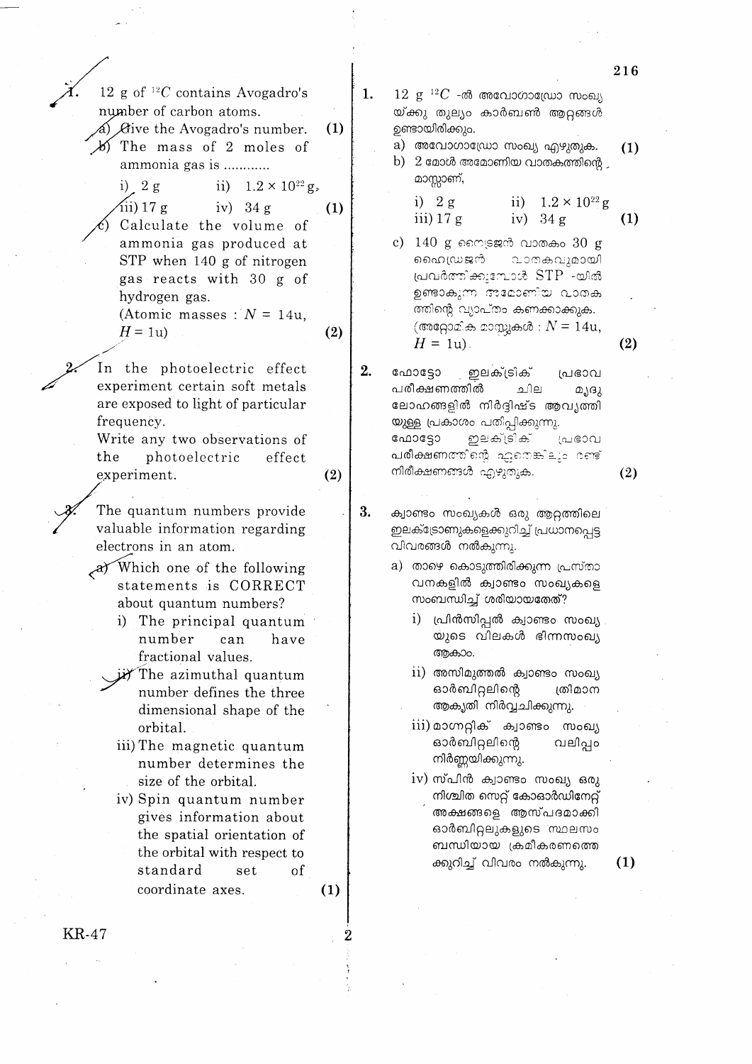1. 12 g of $^{12}C$ contains Avogadro's number of carbon atoms.

   a) Give the Avogadro's number. (1)

   b) The mass of 2 moles of ammonia gas is ............

   i) 2 g   ii) $1.2 \times 10^{22}$ g

   iii) 17 g   iv) 34 g (1)

   c) Calculate the volume of ammonia gas produced at STP when 140 g of nitrogen gas reacts with 30 g of hydrogen gas.
   (Atomic masses : $N$ = 14u, $H$ = 1u) (2)

2. In the photoelectric effect experiment certain soft metals are exposed to light of particular frequency.
   Write any two observations of the photoelectric effect experiment. (2)

3. The quantum numbers provide valuable information regarding electrons in an atom.

   a) Which one of the following statements is CORRECT about quantum numbers?

   i) The principal quantum number can have fractional values.

   ii) The azimuthal quantum number defines the three dimensional shape of the orbital.

   iii) The magnetic quantum number determines the size of the orbital.

   iv) Spin quantum number gives information about the spatial orientation of the orbital with respect to standard set of coordinate axes. (1)

1. 12 g $^{12}C$ -ൽ അവോഗാഡ്രോ സംഖ്യയ്ക്കു തുല്യം കാർബൺ ആറ്റങ്ങൾ ഉണ്ടായിരിക്കും.

   a) അവോഗാഡ്രോ സംഖ്യ എഴുതുക. (1)

   b) 2 മോൾ അമോണിയ വാതകത്തിന്റെ മാസ്സാണ്,

   i) 2 g   ii) $1.2 \times 10^{22}$ g

   iii) 17 g   iv) 34 g (1)

   c) 140 g നൈട്രജൻ വാതകം 30 g ഹൈഡ്രജൻ വാതകവുമായി പ്രവർത്തിക്കുമ്പോൾ STP -യിൽ ഉണ്ടാകുന്ന അമോണിയ വാതകത്തിന്റെ വ്യാപ്തം കണക്കാക്കുക.
   (അറ്റോമിക മാസ്സുകൾ : $N$ = 14u, $H$ = 1u). (2)

2. ഫോട്ടോ ഇലക്ട്രിക് പ്രഭാവ പരീക്ഷണത്തിൽ ചില മൃദു ലോഹങ്ങളിൽ നിർദ്ദിഷ്ട ആവൃത്തിയുള്ള പ്രകാശം പതിപ്പിക്കുന്നു.
   ഫോട്ടോ ഇലക്ട്രിക് പ്രഭാവ പരീക്ഷണത്തിന്റെ ഏതെങ്കിലും രണ്ട് നിരീക്ഷണങ്ങൾ എഴുതുക. (2)

3. ക്വാണ്ടം സംഖ്യകൾ ഒരു ആറ്റത്തിലെ ഇലക്ട്രോണുകളെക്കുറിച്ച് പ്രധാനപ്പെട്ട വിവരങ്ങൾ നൽകുന്നു.

   a) താഴെ കൊടുത്തിരിക്കുന്ന പ്രസ്താവനകളിൽ ക്വാണ്ടം സംഖ്യകളെ സംബന്ധിച്ച് ശരിയായതേത്?

   i) പ്രിൻസിപ്പൽ ക്വാണ്ടം സംഖ്യയുടെ വിലകൾ ഭിന്നസംഖ്യ ആകാം.

   ii) അസിമുത്തൽ ക്വാണ്ടം സംഖ്യ ഓർബിറ്റലിന്റെ ത്രിമാന ആകൃതി നിർവ്വചിക്കുന്നു.

   iii) മാഗ്നറ്റിക് ക്വാണ്ടം സംഖ്യ ഓർബിറ്റലിന്റെ വലിപ്പം നിർണ്ണയിക്കുന്നു.

   iv) സ്പിൻ ക്വാണ്ടം സംഖ്യ ഒരു നിശ്ചിത സെറ്റ് കോഓർഡിനേറ്റ് അക്ഷങ്ങളെ ആസ്പദമാക്കി ഓർബിറ്റലുകളുടെ സ്ഥലസംബന്ധിയായ ക്രമീകരണത്തെക്കുറിച്ച് വിവരം നൽകുന്നു. (1)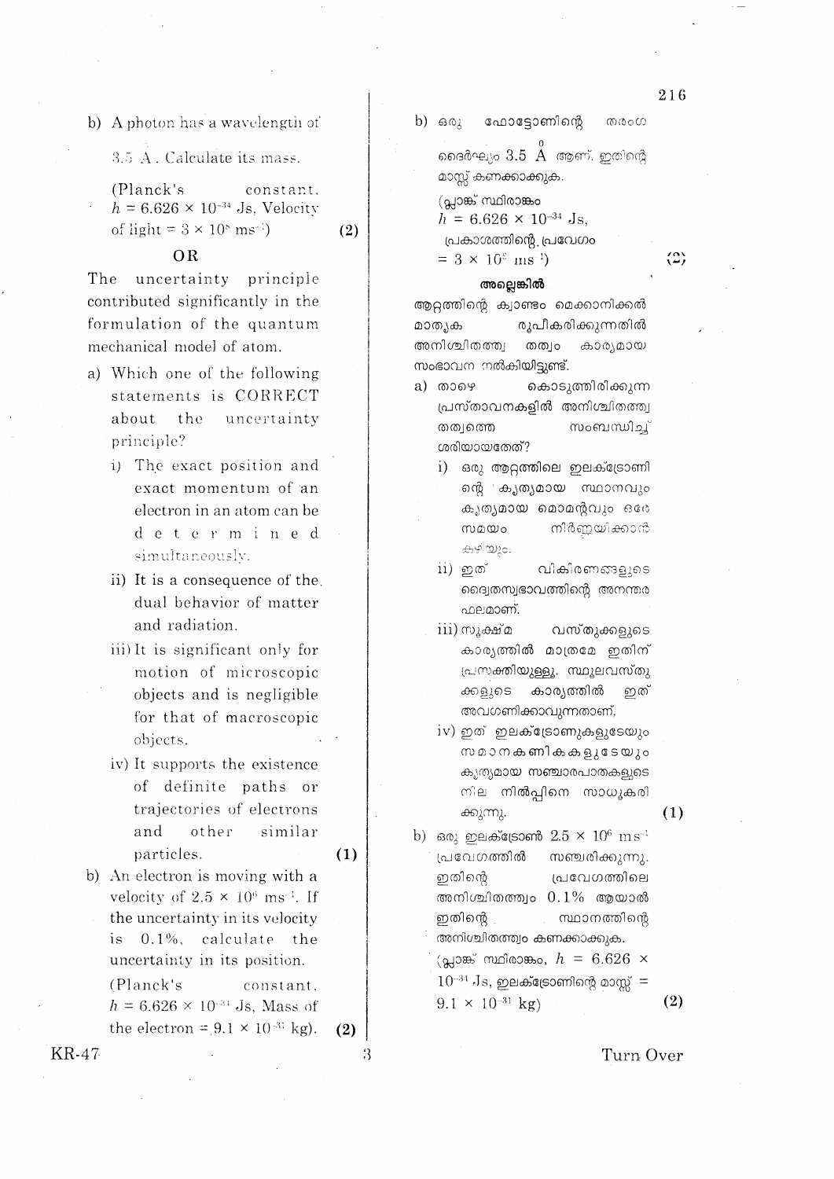b) A photon has a wavelength of 3.5 Å. Calculate its mass.

(Planck's constant, $h = 6.626 \times 10^{-34}$ Js, Velocity of light $= 3 \times 10^{8}$ $ms^{-1}$) **(2)**

**OR**

The uncertainty principle contributed significantly in the formulation of the quantum mechanical model of atom.

a) Which one of the following statements is CORRECT about the uncertainty principle?

i) The exact position and exact momentum of an electron in an atom can be determined simultaneously.

ii) It is a consequence of the dual behavior of matter and radiation.

iii) It is significant only for motion of microscopic objects and is negligible for that of macroscopic objects.

iv) It supports the existence of definite paths or trajectories of electrons and other similar particles. **(1)**

b) An electron is moving with a velocity of $2.5 \times 10^{6}$ $ms^{-1}$. If the uncertainty in its velocity is 0.1%, calculate the uncertainty in its position.

(Planck's constant, $h = 6.626 \times 10^{-34}$ Js, Mass of the electron $= 9.1 \times 10^{-31}$ kg). **(2)**

b) ഒരു ഫോട്ടോണിന്റെ തരംഗ ദൈർഘ്യം 3.5 Å ആണ്. ഇതിന്റെ മാസ്സ് കണക്കാക്കുക.

(പ്ലാങ്ക് സ്ഥിരാങ്കം $h = 6.626 \times 10^{-34}$ Js, പ്രകാശത്തിന്റെ പ്രവേഗം $= 3 \times 10^{8}$ $ms^{-1}$) **(2)**

**അല്ലെങ്കിൽ**

ആറ്റത്തിന്റെ ക്വാണ്ടം മെക്കാനിക്കൽ മാതൃക രൂപീകരിക്കുന്നതിൽ അനിശ്ചിതത്വ തത്വം കാര്യമായ സംഭാവന നൽകിയിട്ടുണ്ട്.

a) താഴെ കൊടുത്തിരിക്കുന്ന പ്രസ്താവനകളിൽ അനിശ്ചിതത്വ തത്വത്തെ സംബന്ധിച്ച് ശരിയായതേത്?

i) ഒരു ആറ്റത്തിലെ ഇലക്ട്രോണിന്റെ കൃത്യമായ സ്ഥാനവും കൃത്യമായ മൊമന്റവും ഒരേ സമയം നിർണ്ണയിക്കാൻ കഴിയും.

ii) ഇത് വികിരണങ്ങളുടെ ദ്വൈതസ്വഭാവത്തിന്റെ അനന്തര ഫലമാണ്.

iii) സൂക്ഷ്മ വസ്തുക്കളുടെ കാര്യത്തിൽ മാത്രമേ ഇതിന് പ്രസക്തിയുള്ളൂ. സ്ഥൂലവസ്തുക്കളുടെ കാര്യത്തിൽ ഇത് അവഗണിക്കാവുന്നതാണ്.

iv) ഇത് ഇലക്ട്രോണുകളുടേയും സമാനകണികകളുടേയും കൃത്യമായ സഞ്ചാരപാതകളുടെ നില നിൽപ്പിനെ സാധൂകരിക്കുന്നു. **(1)**

b) ഒരു ഇലക്ട്രോൺ $2.5 \times 10^{6}$ $ms^{-1}$ പ്രവേഗത്തിൽ സഞ്ചരിക്കുന്നു. ഇതിന്റെ പ്രവേഗത്തിലെ അനിശ്ചിതത്വം 0.1% ആയാൽ ഇതിന്റെ സ്ഥാനത്തിന്റെ അനിശ്ചിതത്വം കണക്കാക്കുക.

(പ്ലാങ്ക് സ്ഥിരാങ്കം, $h = 6.626 \times 10^{-34}$ Js, ഇലക്ട്രോണിന്റെ മാസ്സ് $= 9.1 \times 10^{-31}$ kg) **(2)**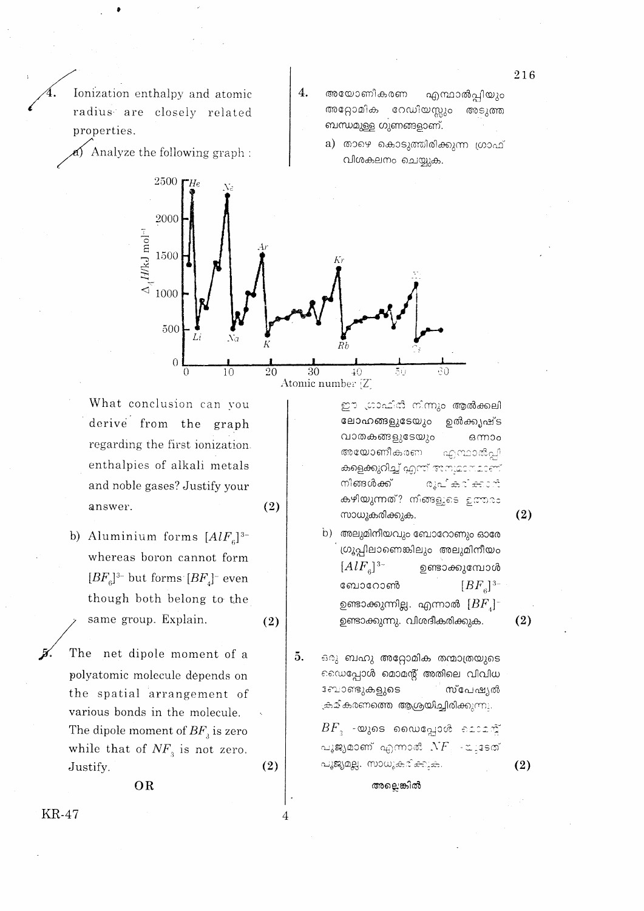4. Ionization enthalpy and atomic radius are closely related properties.

4. അയോണീകരണ എന്താൽപ്പിയും അറ്റോമിക റേഡിയസ്സും അടുത്ത ബന്ധമുള്ള ഗുണങ്ങളാണ്.

a) Analyze the following graph :

a) താഴെ കൊടുത്തിരിക്കുന്ന ഗ്രാഫ് വിശകലനം ചെയ്യുക.

What conclusion can you derive from the graph regarding the first ionization enthalpies of alkali metals and noble gases? Justify your answer. (2)

ഈ ഗ്രാഫിൽ നിന്നും ആൽക്കലി ലോഹങ്ങളുടേയും ഉൽകൃഷ്ട വാതകങ്ങളുടേയും ഒന്നാം അയോണീകരണ എന്താൽപ്പികളെക്കുറിച്ച് എന്ത് അനുമാനമാണ് നിങ്ങൾക്ക് രൂപീകരിക്കാൻ കഴിയുന്നത്? നിങ്ങളുടെ ഉത്തരം സാധൂകരിക്കുക. (2)

b) Aluminium forms $[AlF_6]^{3-}$ whereas boron cannot form $[BF_6]^{3-}$ but forms $[BF_4]^-$ even though both belong to the same group. Explain. (2)

b) അലുമിനിയവും ബോറോണും ഓരേ ഗ്രൂപ്പിലാണെങ്കിലും അലുമിനീയം $[AlF_6]^{3-}$ ഉണ്ടാക്കുമ്പോൾ ബോറോൺ $[BF_6]^{3-}$ ഉണ്ടാക്കുന്നില്ല. എന്നാൽ $[BF_4]^-$ ഉണ്ടാക്കുന്നു. വിശദീകരിക്കുക. (2)

5. The net dipole moment of a polyatomic molecule depends on the spatial arrangement of various bonds in the molecule. The dipole moment of $BF_3$ is zero while that of $NF_3$ is not zero. Justify. (2)

5. ഒരു ബഹു അറ്റോമിക തന്മാത്രയുടെ ഡൈപ്പോൾ മൊമന്റ് അതിലെ വിവിധ ബോണ്ടുകളുടെ സ്പേഷ്യൽ ക്രമീകരണത്തെ ആശ്രയിച്ചിരിക്കുന്നു. $BF_3$ -യുടെ ഡൈപ്പോൾ മൊമന്റ് പൂജ്യമാണ് എന്നാൽ $NF_3$ -ന്റേത് പൂജ്യമല്ല. സാധൂകരിക്കുക. (2)

OR

അല്ലെങ്കിൽ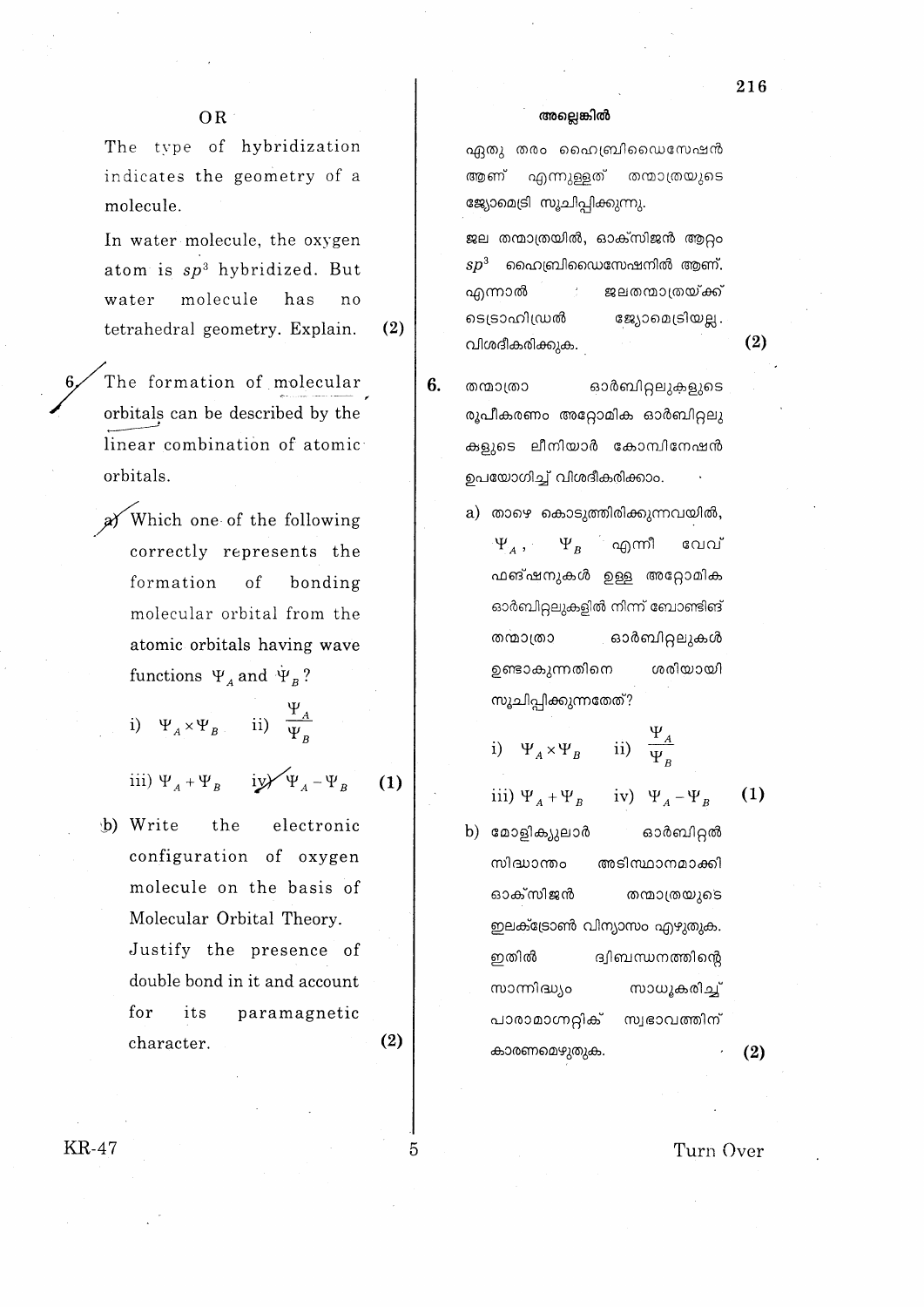OR

The type of hybridization indicates the geometry of a molecule.

In water molecule, the oxygen atom is $sp^3$ hybridized. But water molecule has no tetrahedral geometry. Explain. **(2)**

6. The formation of molecular orbitals can be described by the linear combination of atomic orbitals.

 a) Which one of the following correctly represents the formation of bonding molecular orbital from the atomic orbitals having wave functions $\Psi_A$ and $\Psi_B$?

 i) $\Psi_A \times \Psi_B$ ii) $\frac{\Psi_A}{\Psi_B}$

 iii) $\Psi_A + \Psi_B$ iv) $\Psi_A - \Psi_B$ **(1)**

 b) Write the electronic configuration of oxygen molecule on the basis of Molecular Orbital Theory. Justify the presence of double bond in it and account for its paramagnetic character. **(2)**

അല്ലെങ്കിൽ

ഏതു തരം ഹൈബ്രിഡൈസേഷൻ ആണ് എന്നുള്ളത് തന്മാത്രയുടെ ജ്യോമെട്രി സൂചിപ്പിക്കുന്നു.

ജല തന്മാത്രയിൽ, ഓക്സിജൻ ആറ്റം $sp^3$ ഹൈബ്രിഡൈസേഷനിൽ ആണ്. എന്നാൽ ജലതന്മാത്രയ്ക്ക് ടെട്രാഹിഡ്രൽ ജ്യോമെട്രിയല്ല. വിശദീകരിക്കുക. **(2)**

6. തന്മാത്രാ ഓർബിറ്റലുകളുടെ രൂപീകരണം അറ്റോമിക ഓർബിറ്റലുകളുടെ ലീനിയാർ കോമ്പിനേഷൻ ഉപയോഗിച്ച് വിശദീകരിക്കാം.

 a) താഴെ കൊടുത്തിരിക്കുന്നവയിൽ, $\Psi_A$, $\Psi_B$ എന്നീ വേവ് ഫങ്ഷനുകൾ ഉള്ള അറ്റോമിക ഓർബിറ്റലുകളിൽ നിന്ന് ബോണ്ടിങ് തന്മാത്രാ ഓർബിറ്റലുകൾ ഉണ്ടാകുന്നതിനെ ശരിയായി സൂചിപ്പിക്കുന്നതേത്?

 i) $\Psi_A \times \Psi_B$ ii) $\frac{\Psi_A}{\Psi_B}$

 iii) $\Psi_A + \Psi_B$ iv) $\Psi_A - \Psi_B$ **(1)**

 b) മോളിക്യുലാർ ഓർബിറ്റൽ സിദ്ധാന്തം അടിസ്ഥാനമാക്കി ഓക്സിജൻ തന്മാത്രയുടെ ഇലക്ട്രോൺ വിന്യാസം എഴുതുക. ഇതിൽ ദ്വിബന്ധനത്തിന്റെ സാന്നിദ്ധ്യം സാധൂകരിച്ച് പാരാമാഗ്നറ്റിക് സ്വഭാവത്തിന് കാരണമെഴുതുക. **(2)**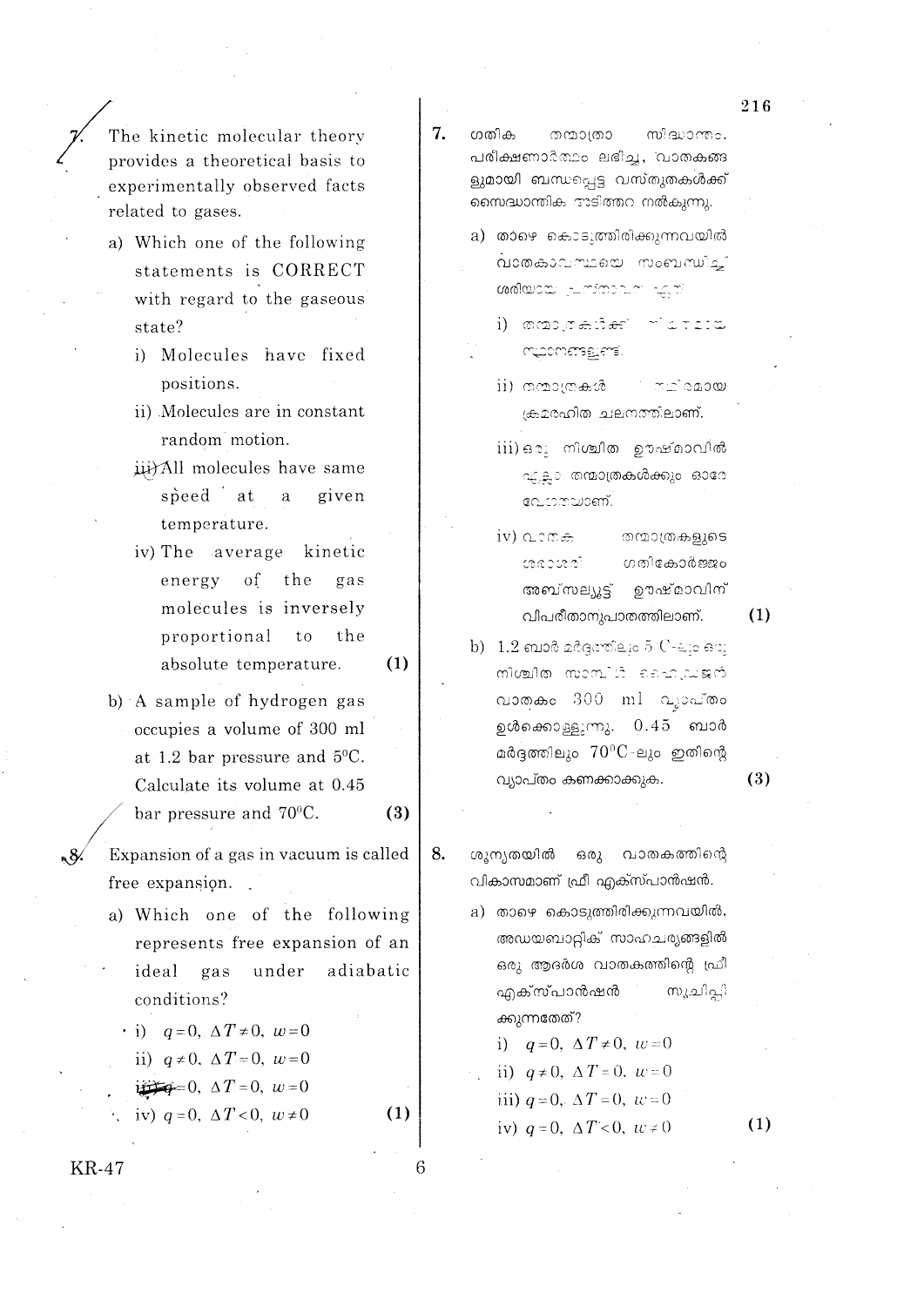7. The kinetic molecular theory provides a theoretical basis to experimentally observed facts related to gases.

   a) Which one of the following statements is CORRECT with regard to the gaseous state?

      i) Molecules have fixed positions.

      ii) Molecules are in constant random motion.

      iii) All molecules have same speed at a given temperature.

      iv) The average kinetic energy of the gas molecules is inversely proportional to the absolute temperature. **(1)**

   b) A sample of hydrogen gas occupies a volume of 300 ml at 1.2 bar pressure and 5°C. Calculate its volume at 0.45 bar pressure and 70°C. **(3)**

8. Expansion of a gas in vacuum is called free expansion.

   a) Which one of the following represents free expansion of an ideal gas under adiabatic conditions?

      i) $q = 0,\ \Delta T \neq 0,\ w = 0$

      ii) $q \neq 0,\ \Delta T = 0,\ w = 0$

      iii) $q = 0,\ \Delta T = 0,\ w = 0$

      iv) $q = 0,\ \Delta T < 0,\ w \neq 0$ **(1)**

7. ഗതിക തന്മാത്രാ സിദ്ധാന്തം, പരീക്ഷണാർത്ഥം ലഭിച്ച, വാതകങ്ങളുമായി ബന്ധപ്പെട്ട വസ്തുതകൾക്ക് സൈദ്ധാന്തിക അടിത്തറ നൽകുന്നു.

   a) താഴെ കൊടുത്തിരിക്കുന്നവയിൽ വാതകാവസ്ഥയെ സംബന്ധിച്ച് ശരിയായ പ്രസ്താവന ഏത്?

      i) തന്മാത്രകൾക്ക് നിശ്ചിതമായ സ്ഥാനങ്ങളുണ്ട്.

      ii) തന്മാത്രകൾ നിരന്തരമായ ക്രമരഹിത ചലനത്തിലാണ്.

      iii) ഒരു നിശ്ചിത ഊഷ്മാവിൽ എല്ലാ തന്മാത്രകൾക്കും ഓരേ വേഗതയാണ്.

      iv) വാതക തന്മാത്രകളുടെ ശരാശരി ഗതികോർജ്ജം അബ്സല്യൂട്ട് ഊഷ്മാവിന് വിപരീതാനുപാതത്തിലാണ്. **(1)**

   b) 1.2 ബാർ മർദ്ദത്തിലും 5°C-ലും ഒരു നിശ്ചിത സാമ്പിൾ ഹൈഡ്രജൻ വാതകം 300 ml വ്യാപ്തം ഉൾക്കൊള്ളുന്നു. 0.45 ബാർ മർദ്ദത്തിലും 70°C-ലും ഇതിന്റെ വ്യാപ്തം കണക്കാക്കുക. **(3)**

8. ശൂന്യതയിൽ ഒരു വാതകത്തിന്റെ വികാസമാണ് ഫ്രീ എക്സ്പാൻഷൻ.

   a) താഴെ കൊടുത്തിരിക്കുന്നവയിൽ, അഡയബാറ്റിക് സാഹചര്യങ്ങളിൽ ഒരു ആദർശ വാതകത്തിന്റെ ഫ്രീ എക്സ്പാൻഷൻ സൂചിപ്പിക്കുന്നതേത്?

      i) $q = 0,\ \Delta T \neq 0,\ w = 0$

      ii) $q \neq 0,\ \Delta T = 0,\ w = 0$

      iii) $q = 0,\ \Delta T = 0,\ w = 0$

      iv) $q = 0,\ \Delta T < 0,\ w \neq 0$ **(1)**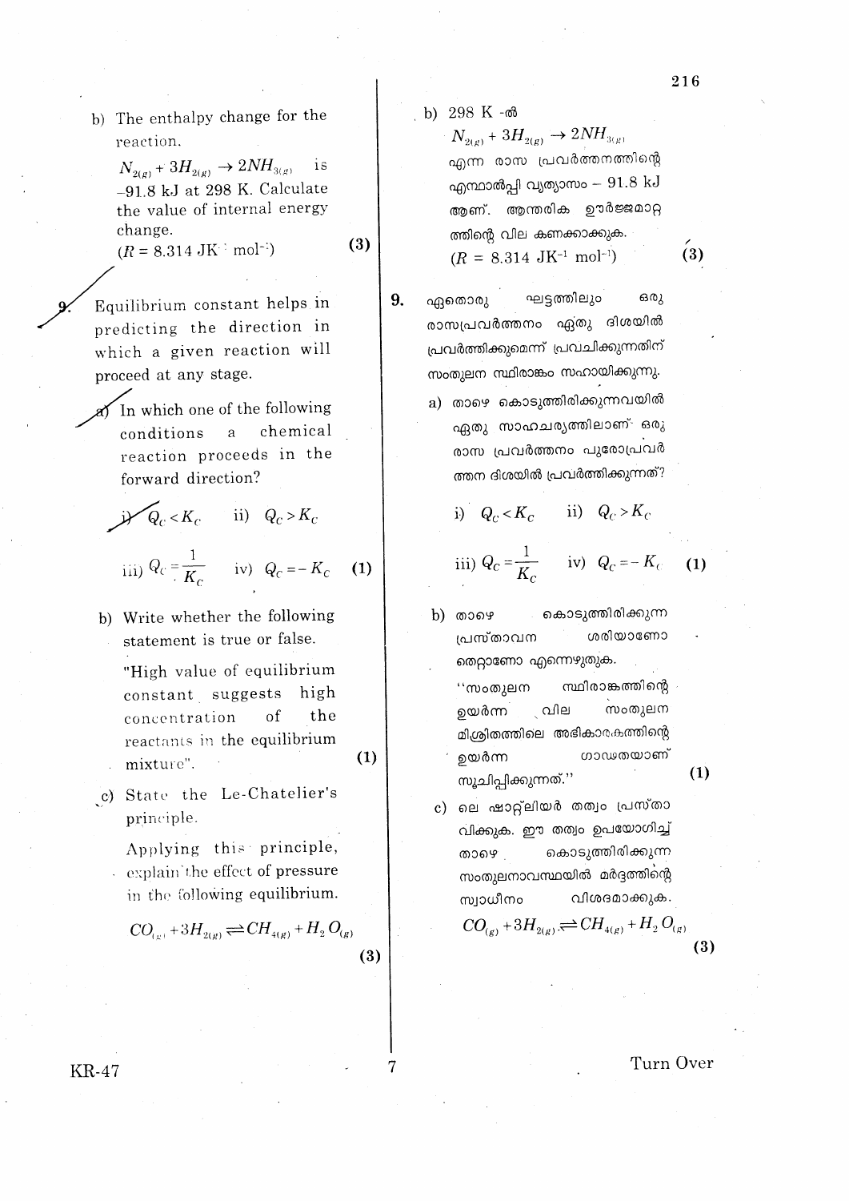b) The enthalpy change for the reaction.

$N_{2(g)} + 3H_{2(g)} \rightarrow 2NH_{3(g)}$ is $-91.8$ kJ at 298 K. Calculate the value of internal energy change.

($R = 8.314$ JK$^{-1}$ mol$^{-1}$) **(3)**

9. Equilibrium constant helps in predicting the direction in which a given reaction will proceed at any stage.

a) In which one of the following conditions a chemical reaction proceeds in the forward direction?

i) $Q_C < K_C$ ii) $Q_C > K_C$

iii) $Q_C = \frac{1}{K_C}$ iv) $Q_C = -K_C$ **(1)**

b) Write whether the following statement is true or false.

"High value of equilibrium constant suggests high concentration of the reactants in the equilibrium mixture". **(1)**

c) State the Le-Chatelier's principle.

Applying this principle, explain the effect of pressure in the following equilibrium.

$CO_{(g)} + 3H_{2(g)} \rightleftharpoons CH_{4(g)} + H_2O_{(g)}$ **(3)**

b) 298 K -ൽ

$N_{2(g)} + 3H_{2(g)} \rightarrow 2NH_{3(g)}$

എന്ന രാസ പ്രവർത്തനത്തിന്റെ എന്താൽപ്പി വ്യത്യാസം – 91.8 kJ ആണ്. ആന്തരിക ഊർജ്ജമാറ്റത്തിന്റെ വില കണക്കാക്കുക.

($R = 8.314$ JK$^{-1}$ mol$^{-1}$) **(3)**

9. ഏതൊരു ഘട്ടത്തിലും ഒരു രാസപ്രവർത്തനം ഏതു ദിശയിൽ പ്രവർത്തിക്കുമെന്ന് പ്രവചിക്കുന്നതിന് സംതുലന സ്ഥിരാങ്കം സഹായിക്കുന്നു.

a) താഴെ കൊടുത്തിരിക്കുന്നവയിൽ ഏതു സാഹചര്യത്തിലാണ് ഒരു രാസ പ്രവർത്തനം പുരോപ്രവർത്തന ദിശയിൽ പ്രവർത്തിക്കുന്നത്?

i) $Q_C < K_C$ ii) $Q_C > K_C$

iii) $Q_C = \frac{1}{K_C}$ iv) $Q_C = -K_C$ **(1)**

b) താഴെ കൊടുത്തിരിക്കുന്ന പ്രസ്താവന ശരിയാണോ തെറ്റാണോ എന്നെഴുതുക.

''സംതുലന സ്ഥിരാങ്കത്തിന്റെ ഉയർന്ന വില സംതുലന മിശ്രിതത്തിലെ അഭികാരകത്തിന്റെ ഉയർന്ന ഗാഢതയാണ് സൂചിപ്പിക്കുന്നത്.'' **(1)**

c) ലെ ഷാറ്റ്ലിയർ തത്വം പ്രസ്താവിക്കുക. ഈ തത്വം ഉപയോഗിച്ച് താഴെ കൊടുത്തിരിക്കുന്ന സംതുലനാവസ്ഥയിൽ മർദ്ദത്തിന്റെ സ്വാധീനം വിശദമാക്കുക.

$CO_{(g)} + 3H_{2(g)} \rightleftharpoons CH_{4(g)} + H_2O_{(g)}$ **(3)**

Turn Over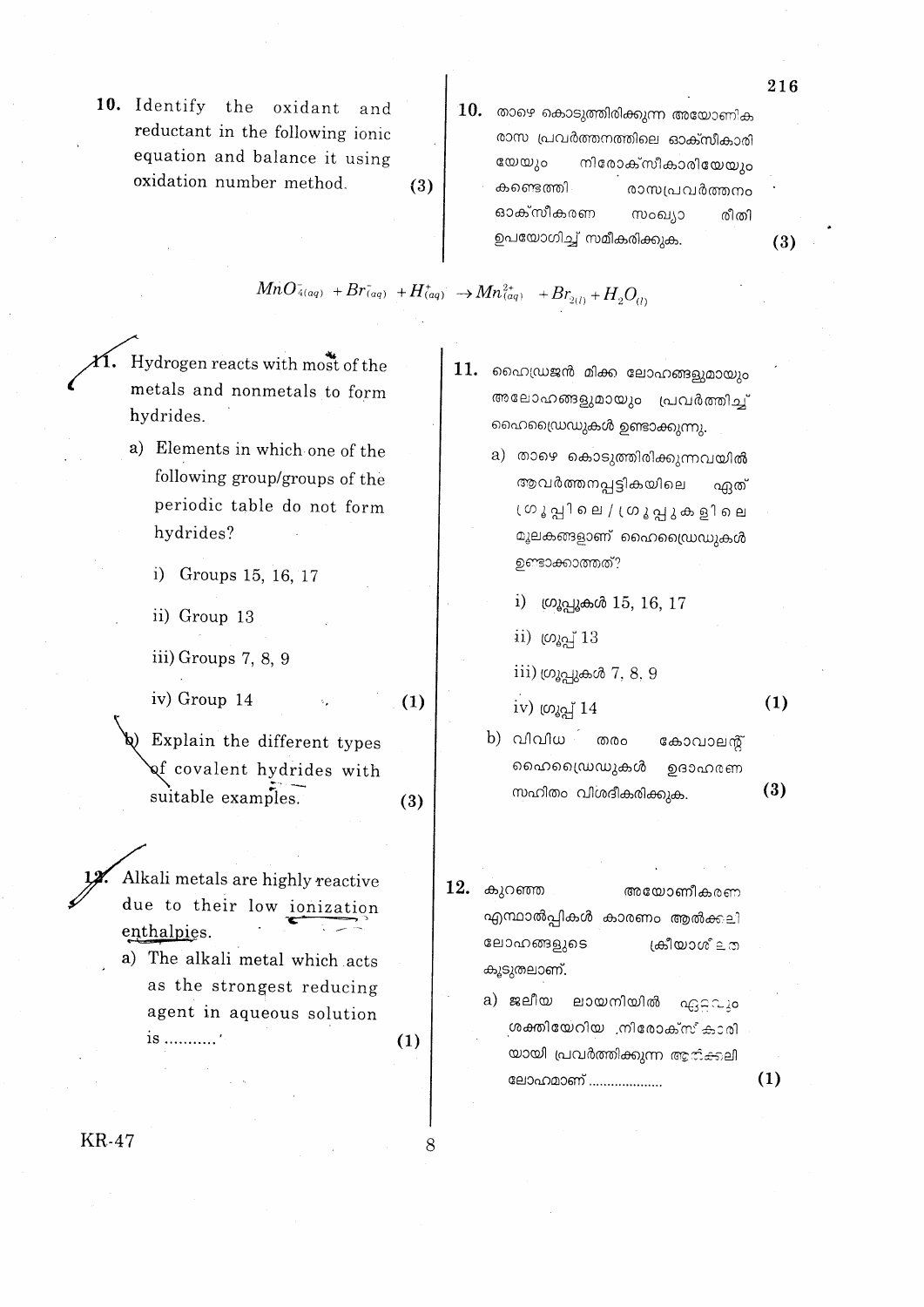10. Identify the oxidant and reductant in the following ionic equation and balance it using oxidation number method. **(3)**

10. താഴെ കൊടുത്തിരിക്കുന്ന അയോണിക രാസ പ്രവർത്തനത്തിലെ ഓക്സീകാരിയേയും നിരോക്സീകാരിയേയും കണ്ടെത്തി രാസപ്രവർത്തനം ഓക്സീകരണ സംഖ്യാ രീതി ഉപയോഗിച്ച് സമീകരിക്കുക. **(3)**

$$MnO^-_{4(aq)} + Br^-_{(aq)} + H^+_{(aq)} \rightarrow Mn^{2+}_{(aq)} + Br_{2(l)} + H_2O_{(l)}$$

11. Hydrogen reacts with most of the metals and nonmetals to form hydrides.

a) Elements in which one of the following group/groups of the periodic table do not form hydrides?

i) Groups 15, 16, 17

ii) Group 13

iii) Groups 7, 8, 9

iv) Group 14 **(1)**

b) Explain the different types of covalent hydrides with suitable examples. **(3)**

11. ഹൈഡ്രജൻ മിക്ക ലോഹങ്ങളുമായും അലോഹങ്ങളുമായും പ്രവർത്തിച്ച് ഹൈഡ്രൈഡുകൾ ഉണ്ടാക്കുന്നു.

a) താഴെ കൊടുത്തിരിക്കുന്നവയിൽ ആവർത്തനപ്പട്ടികയിലെ ഏത് ഗ്രൂപ്പിലെ / ഗ്രൂപ്പുകളിലെ മൂലകങ്ങളാണ് ഹൈഡ്രൈഡുകൾ ഉണ്ടാക്കാത്തത്?

i) ഗ്രൂപ്പുകൾ 15, 16, 17

ii) ഗ്രൂപ്പ് 13

iii) ഗ്രൂപ്പുകൾ 7, 8, 9

iv) ഗ്രൂപ്പ് 14 **(1)**

b) വിവിധ തരം കോവാലന്റ് ഹൈഡ്രൈഡുകൾ ഉദാഹരണ സഹിതം വിശദീകരിക്കുക. **(3)**

12. Alkali metals are highly reactive due to their low ionization enthalpies.

a) The alkali metal which acts as the strongest reducing agent in aqueous solution is ........... **(1)**

12. കുറഞ്ഞ അയോണീകരണ എന്താൽപ്പികൾ കാരണം ആൽക്കലി ലോഹങ്ങളുടെ ക്രിയാശീലത കൂടുതലാണ്.

a) ജലീയ ലായനിയിൽ ഏറ്റവും ശക്തിയേറിയ നിരോക്സീകാരിയായി പ്രവർത്തിക്കുന്ന ആൽക്കലി ലോഹമാണ് .................... **(1)**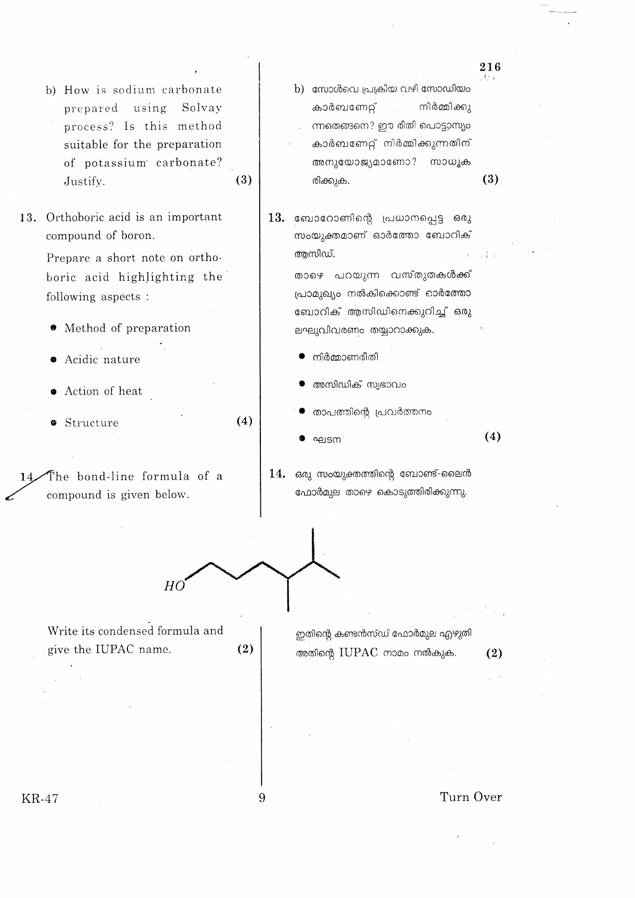b) How is sodium carbonate prepared using Solvay process? Is this method suitable for the preparation of potassium carbonate? Justify. **(3)**

b) സോൾവെ പ്രക്രിയ വഴി സോഡിയം കാർബണേറ്റ് നിർമ്മിക്കുന്നതെങ്ങനെ? ഈ രീതി പൊട്ടാസ്യം കാർബണേറ്റ് നിർമ്മിക്കുന്നതിന് അനുയോജ്യമാണോ? സാധൂകരിക്കുക. **(3)**

13. Orthoboric acid is an important compound of boron.

Prepare a short note on orthoboric acid highlighting the following aspects :

- Method of preparation
- Acidic nature
- Action of heat
- Structure **(4)**

13. ബോറോണിന്റെ പ്രധാനപ്പെട്ട ഒരു സംയുക്തമാണ് ഓർത്തോ ബോറിക് ആസിഡ്.

താഴെ പറയുന്ന വസ്തുതകൾക്ക് പ്രാമുഖ്യം നൽകിക്കൊണ്ട് ഓർത്തോ ബോറിക് ആസിഡിനെക്കുറിച്ച് ഒരു ലഘുവിവരണം തയ്യാറാക്കുക.

- നിർമ്മാണരീതി
- അസിഡിക് സ്വഭാവം
- താപത്തിന്റെ പ്രവർത്തനം
- ഘടന **(4)**

14. The bond-line formula of a compound is given below.

14. ഒരു സംയുക്തത്തിന്റെ ബോണ്ട്-ലൈൻ ഫോർമുല താഴെ കൊടുത്തിരിക്കുന്നു.

HO

Write its condensed formula and give the IUPAC name. **(2)**

ഇതിന്റെ കണ്ടൻസ്ഡ് ഫോർമുല എഴുതി അതിന്റെ IUPAC നാമം നൽകുക. **(2)**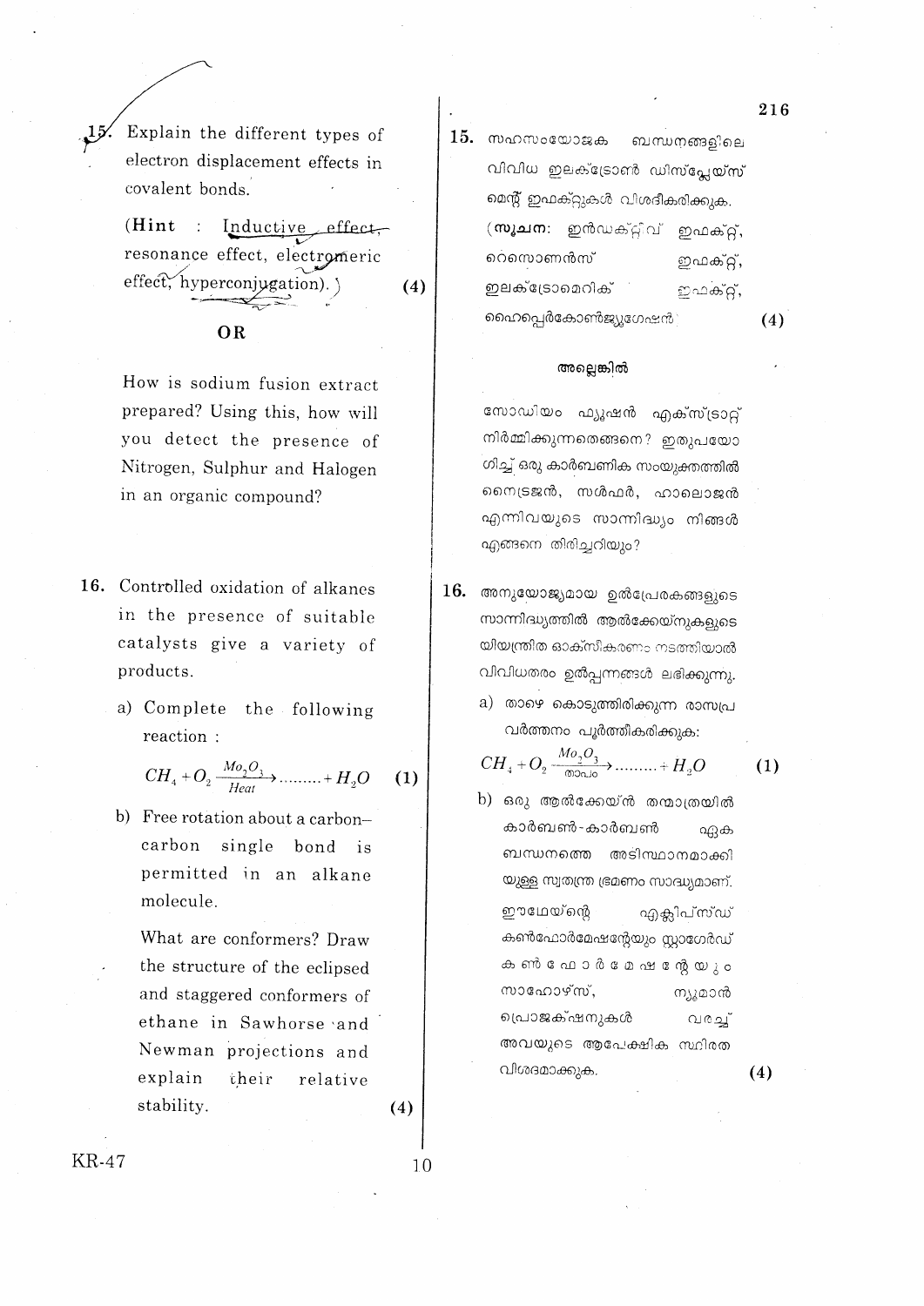15. Explain the different types of electron displacement effects in covalent bonds.

(**Hint** : Inductive effect, resonance effect, electromeric effect, hyperconjugation). **(4)**

**OR**

How is sodium fusion extract prepared? Using this, how will you detect the presence of Nitrogen, Sulphur and Halogen in an organic compound?

16. Controlled oxidation of alkanes in the presence of suitable catalysts give a variety of products.

a) Complete the following reaction :

$$CH_4 + O_2 \xrightarrow[Heat]{Mo_2O_3} \text{.........} + H_2O \quad \textbf{(1)}$$

b) Free rotation about a carbon–carbon single bond is permitted in an alkane molecule.

What are conformers? Draw the structure of the eclipsed and staggered conformers of ethane in Sawhorse and Newman projections and explain their relative stability. **(4)**

15. സഹസംയോജക ബന്ധനങ്ങളിലെ വിവിധ ഇലക്ട്രോൺ ഡിസ്പ്ലേയ്സ് മെന്റ് ഇഫക്റ്റുകൾ വിശദീകരിക്കുക.

(**സൂചന:** ഇൻഡക്റ്റീവ് ഇഫക്റ്റ്, റെസൊണൻസ് ഇഫക്റ്റ്, ഇലക്ട്രോമെറിക് ഇഫക്റ്റ്, ഹൈപ്പർകോൺജ്യുഗേഷൻ) **(4)**

**അല്ലെങ്കിൽ**

സോഡിയം ഫ്യൂഷൻ എക്സ്ട്രാക്റ്റ് നിർമ്മിക്കുന്നതെങ്ങനെ? ഇതുപയോഗിച്ച് ഒരു കാർബണിക സംയുക്തത്തിൽ നൈട്രജൻ, സൾഫർ, ഹാലൊജൻ എന്നിവയുടെ സാന്നിദ്ധ്യം നിങ്ങൾ എങ്ങനെ തിരിച്ചറിയും?

16. അനുയോജ്യമായ ഉൽപ്രേരകങ്ങളുടെ സാന്നിദ്ധ്യത്തിൽ ആൽക്കേയ്നുകളുടെ നിയന്ത്രിത ഓക്സീകരണം നടത്തിയാൽ വിവിധതരം ഉൽപ്പന്നങ്ങൾ ലഭിക്കുന്നു.

a) താഴെ കൊടുത്തിരിക്കുന്ന രാസപ്രവർത്തനം പൂർത്തീകരിക്കുക:

$$CH_4 + O_2 \xrightarrow[\text{താപം}]{Mo_2O_3} \text{.........} + H_2O \quad \textbf{(1)}$$

b) ഒരു ആൽക്കേയ്ൻ തന്മാത്രയിൽ കാർബൺ-കാർബൺ ഏക ബന്ധനത്തെ അടിസ്ഥാനമാക്കിയുള്ള സ്വതന്ത്ര ഭ്രമണം സാദ്ധ്യമാണ്.

ഈഥേയ്ന്റെ എക്ലിപ്സ്ഡ് കൺഫോർമേഷന്റേയും സ്റ്റാഗേർഡ് കൺഫോർമേഷന്റേയും സാഹോഴ്സ്, ന്യൂമാൻ പ്രൊജക്ഷനുകൾ വരച്ച് അവയുടെ ആപേക്ഷിക സ്ഥിരത വിശദമാക്കുക. **(4)**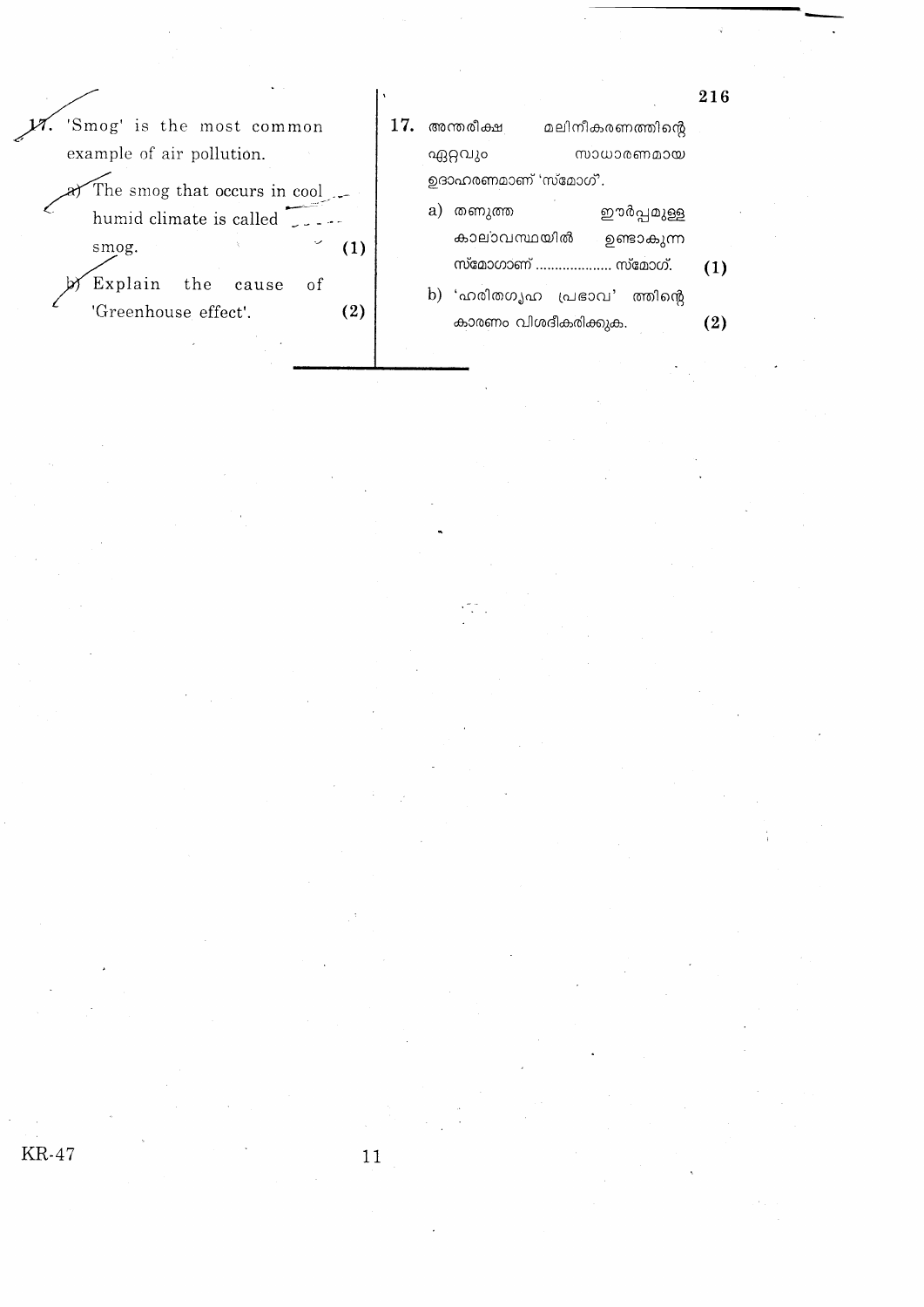17. 'Smog' is the most common example of air pollution.

a) The smog that occurs in cool humid climate is called ...... smog. **(1)**

b) Explain the cause of 'Greenhouse effect'. **(2)**

17. അന്തരീക്ഷ മലിനീകരണത്തിന്റെ ഏറ്റവും സാധാരണമായ ഉദാഹരണമാണ് 'സ്മോഗ്'.

a) തണുത്ത ഈർപ്പമുള്ള കാലാവസ്ഥയിൽ ഉണ്ടാകുന്ന സ്മോഗാണ് .................... സ്മോഗ്. **(1)**

b) 'ഹരിതഗൃഹ പ്രഭാവ' ത്തിന്റെ കാരണം വിശദീകരിക്കുക. **(2)**